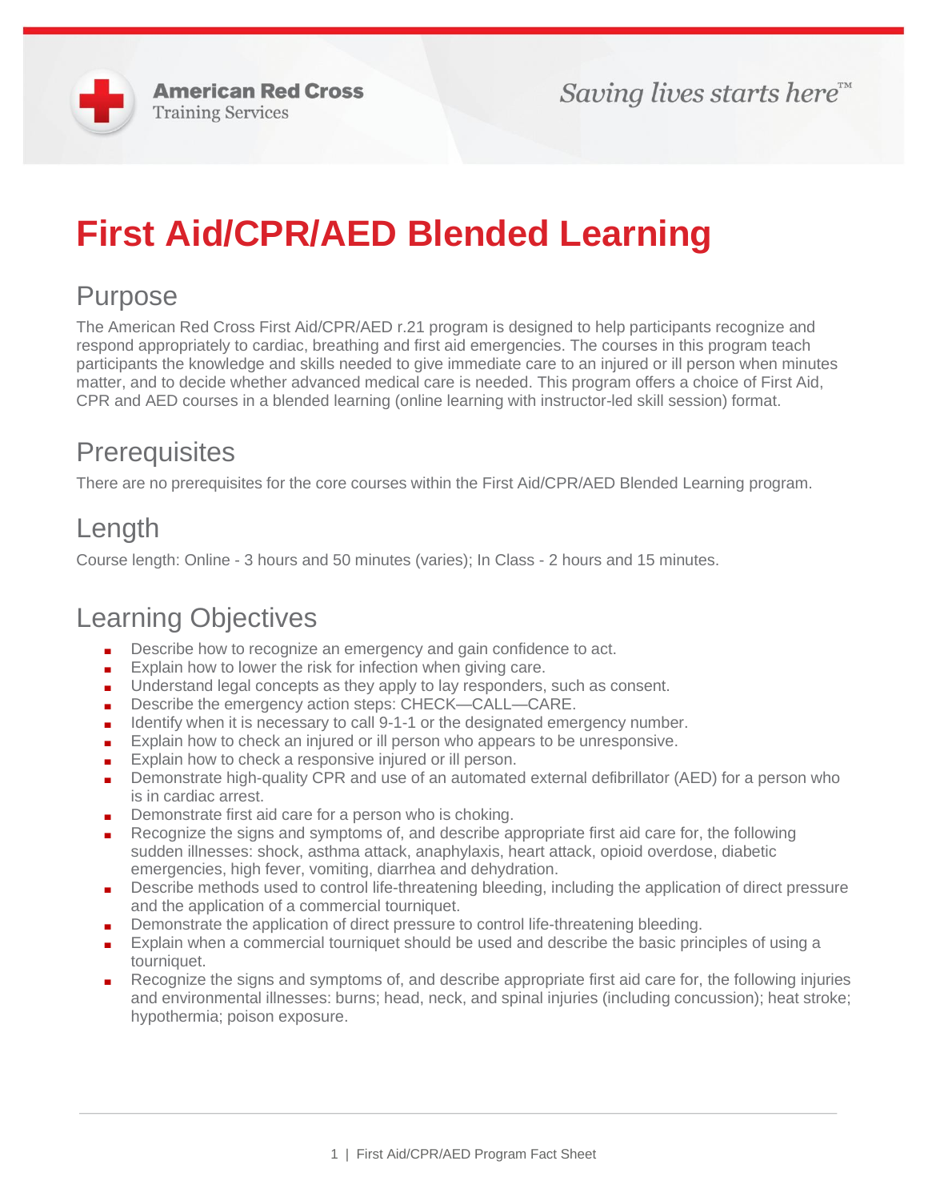American Red Cross
Training Services

*Saving lives starts here™*

# First Aid/CPR/AED Blended Learning

## Purpose

The American Red Cross First Aid/CPR/AED r.21 program is designed to help participants recognize and respond appropriately to cardiac, breathing and first aid emergencies. The courses in this program teach participants the knowledge and skills needed to give immediate care to an injured or ill person when minutes matter, and to decide whether advanced medical care is needed. This program offers a choice of First Aid, CPR and AED courses in a blended learning (online learning with instructor-led skill session) format.

## Prerequisites

There are no prerequisites for the core courses within the First Aid/CPR/AED Blended Learning program.

## Length

Course length: Online - 3 hours and 50 minutes (varies); In Class - 2 hours and 15 minutes.

## Learning Objectives

- Describe how to recognize an emergency and gain confidence to act.
- Explain how to lower the risk for infection when giving care.
- Understand legal concepts as they apply to lay responders, such as consent.
- Describe the emergency action steps: CHECK—CALL—CARE.
- Identify when it is necessary to call 9-1-1 or the designated emergency number.
- Explain how to check an injured or ill person who appears to be unresponsive.
- Explain how to check a responsive injured or ill person.
- Demonstrate high-quality CPR and use of an automated external defibrillator (AED) for a person who is in cardiac arrest.
- Demonstrate first aid care for a person who is choking.
- Recognize the signs and symptoms of, and describe appropriate first aid care for, the following sudden illnesses: shock, asthma attack, anaphylaxis, heart attack, opioid overdose, diabetic emergencies, high fever, vomiting, diarrhea and dehydration.
- Describe methods used to control life-threatening bleeding, including the application of direct pressure and the application of a commercial tourniquet.
- Demonstrate the application of direct pressure to control life-threatening bleeding.
- Explain when a commercial tourniquet should be used and describe the basic principles of using a tourniquet.
- Recognize the signs and symptoms of, and describe appropriate first aid care for, the following injuries and environmental illnesses: burns; head, neck, and spinal injuries (including concussion); heat stroke; hypothermia; poison exposure.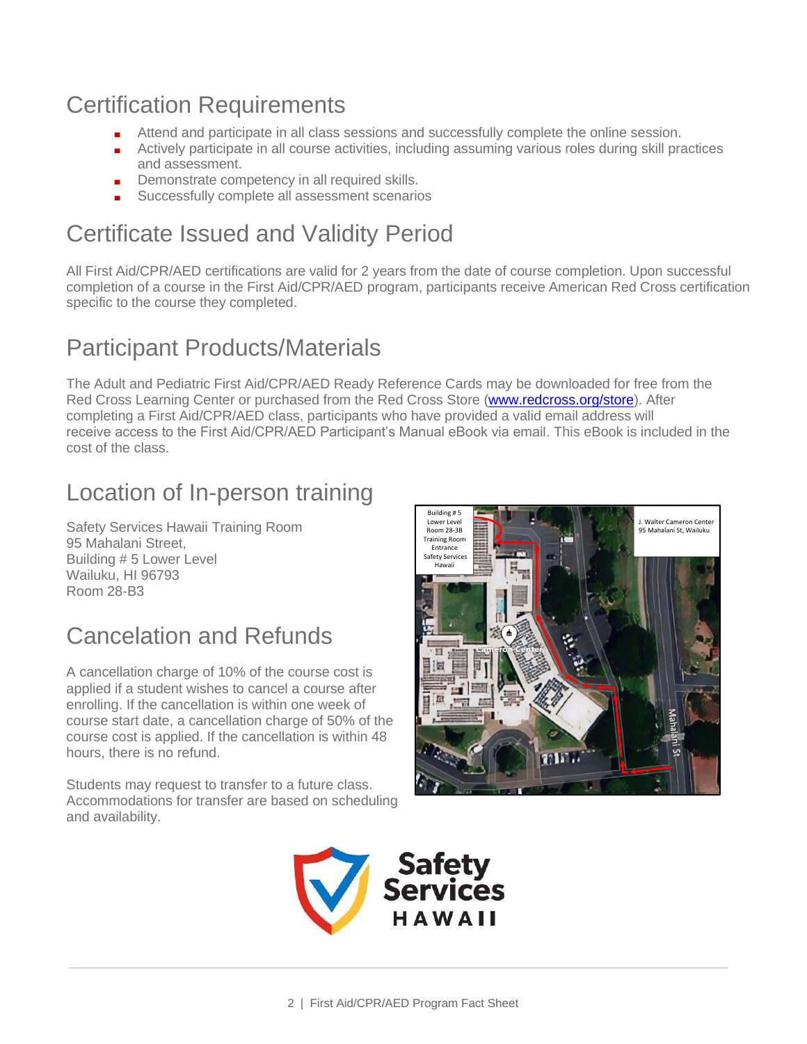## Certification Requirements

- Attend and participate in all class sessions and successfully complete the online session.
- Actively participate in all course activities, including assuming various roles during skill practices and assessment.
- Demonstrate competency in all required skills.
- Successfully complete all assessment scenarios

## Certificate Issued and Validity Period

All First Aid/CPR/AED certifications are valid for 2 years from the date of course completion. Upon successful completion of a course in the First Aid/CPR/AED program, participants receive American Red Cross certification specific to the course they completed.

## Participant Products/Materials

The Adult and Pediatric First Aid/CPR/AED Ready Reference Cards may be downloaded for free from the Red Cross Learning Center or purchased from the Red Cross Store (www.redcross.org/store). After completing a First Aid/CPR/AED class, participants who have provided a valid email address will receive access to the First Aid/CPR/AED Participant's Manual eBook via email. This eBook is included in the cost of the class.

## Location of In-person training

Safety Services Hawaii Training Room
95 Mahalani Street,
Building # 5 Lower Level
Wailuku, HI 96793
Room 28-B3

Building # 5
Lower Level
Room 28-3B
Training Room
Entrance
Safety Services
Hawaii

J. Walter Cameron Center
95 Mahalani St, Wailuku

Cameron Center

Mahalani St

## Cancelation and Refunds

A cancellation charge of 10% of the course cost is applied if a student wishes to cancel a course after enrolling. If the cancellation is within one week of course start date, a cancellation charge of 50% of the course cost is applied. If the cancellation is within 48 hours, there is no refund.

Students may request to transfer to a future class. Accommodations for transfer are based on scheduling and availability.

Safety Services HAWAII